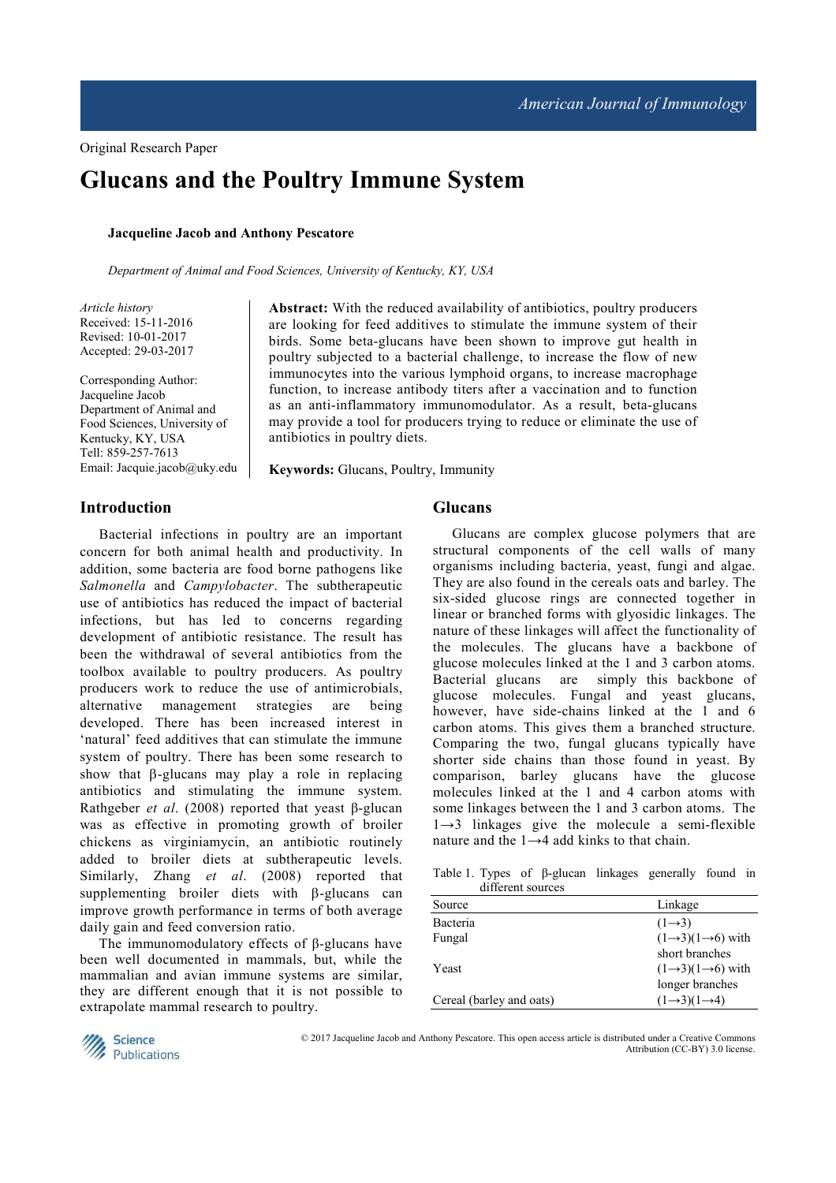Original Research Paper

# Glucans and the Poultry Immune System

**Jacqueline Jacob and Anthony Pescatore**

*Department of Animal and Food Sciences, University of Kentucky, KY, USA*

*Article history*
Received: 15-11-2016
Revised: 10-01-2017
Accepted: 29-03-2017

Corresponding Author:
Jacqueline Jacob
Department of Animal and Food Sciences, University of Kentucky, KY, USA
Tell: 859-257-7613
Email: Jacquie.jacob@uky.edu

**Abstract:** With the reduced availability of antibiotics, poultry producers are looking for feed additives to stimulate the immune system of their birds. Some beta-glucans have been shown to improve gut health in poultry subjected to a bacterial challenge, to increase the flow of new immunocytes into the various lymphoid organs, to increase macrophage function, to increase antibody titers after a vaccination and to function as an anti-inflammatory immunomodulator. As a result, beta-glucans may provide a tool for producers trying to reduce or eliminate the use of antibiotics in poultry diets.

**Keywords:** Glucans, Poultry, Immunity

## Introduction

Bacterial infections in poultry are an important concern for both animal health and productivity. In addition, some bacteria are food borne pathogens like *Salmonella* and *Campylobacter*. The subtherapeutic use of antibiotics has reduced the impact of bacterial infections, but has led to concerns regarding development of antibiotic resistance. The result has been the withdrawal of several antibiotics from the toolbox available to poultry producers. As poultry producers work to reduce the use of antimicrobials, alternative management strategies are being developed. There has been increased interest in 'natural' feed additives that can stimulate the immune system of poultry. There has been some research to show that β-glucans may play a role in replacing antibiotics and stimulating the immune system. Rathgeber *et al*. (2008) reported that yeast β-glucan was as effective in promoting growth of broiler chickens as virginiamycin, an antibiotic routinely added to broiler diets at subtherapeutic levels. Similarly, Zhang *et al*. (2008) reported that supplementing broiler diets with β-glucans can improve growth performance in terms of both average daily gain and feed conversion ratio.

The immunomodulatory effects of β-glucans have been well documented in mammals, but, while the mammalian and avian immune systems are similar, they are different enough that it is not possible to extrapolate mammal research to poultry.

## Glucans

Glucans are complex glucose polymers that are structural components of the cell walls of many organisms including bacteria, yeast, fungi and algae. They are also found in the cereals oats and barley. The six-sided glucose rings are connected together in linear or branched forms with glyosidic linkages. The nature of these linkages will affect the functionality of the molecules. The glucans have a backbone of glucose molecules linked at the 1 and 3 carbon atoms. Bacterial glucans are simply this backbone of glucose molecules. Fungal and yeast glucans, however, have side-chains linked at the 1 and 6 carbon atoms. This gives them a branched structure. Comparing the two, fungal glucans typically have shorter side chains than those found in yeast. By comparison, barley glucans have the glucose molecules linked at the 1 and 4 carbon atoms with some linkages between the 1 and 3 carbon atoms. The 1→3 linkages give the molecule a semi-flexible nature and the 1→4 add kinks to that chain.

Table 1. Types of β-glucan linkages generally found in different sources

| Source | Linkage |
|---|---|
| Bacteria | (1→3) |
| Fungal | (1→3)(1→6) with short branches |
| Yeast | (1→3)(1→6) with longer branches |
| Cereal (barley and oats) | (1→3)(1→4) |

© 2017 Jacqueline Jacob and Anthony Pescatore. This open access article is distributed under a Creative Commons Attribution (CC-BY) 3.0 license.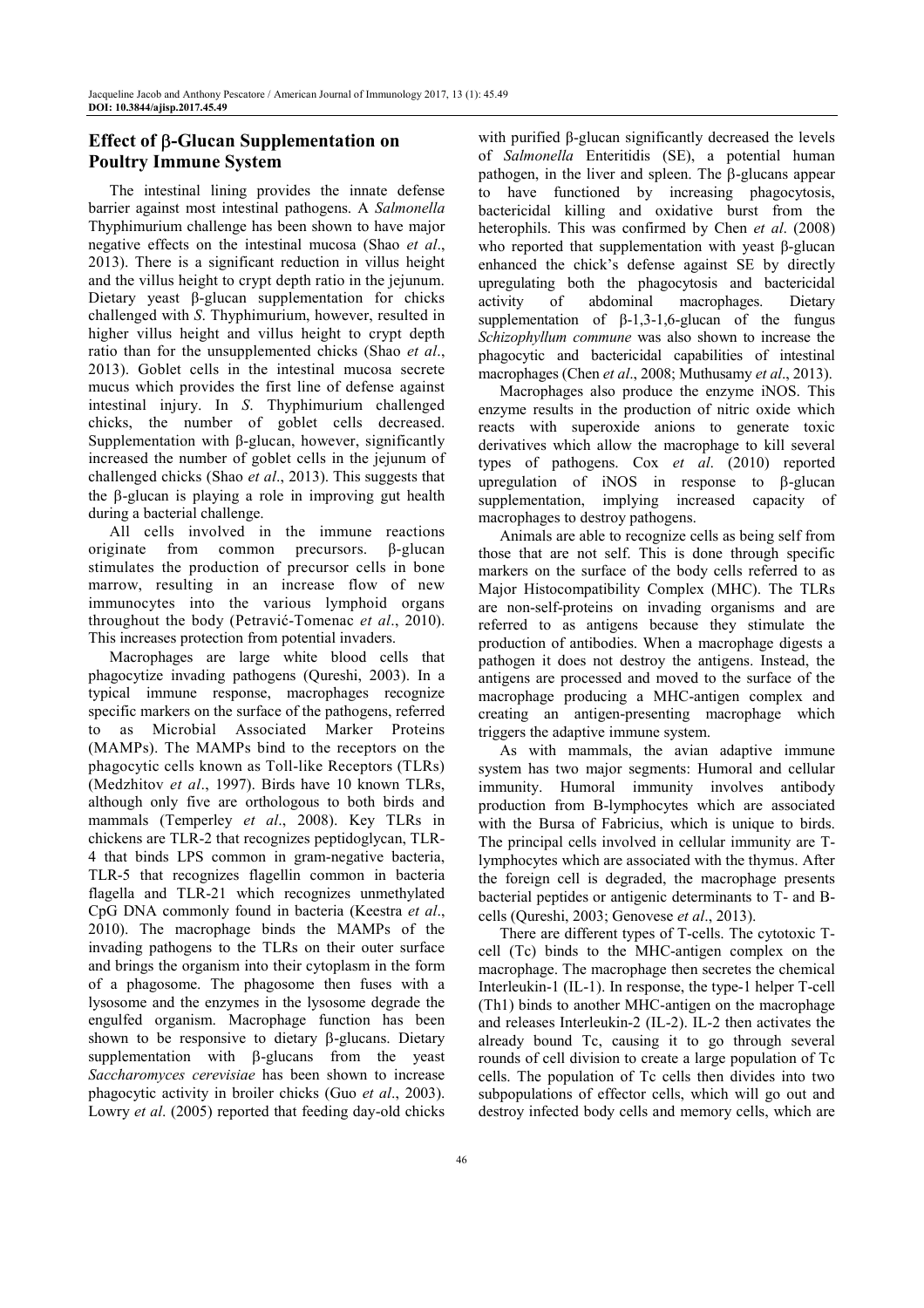## Effect of β-Glucan Supplementation on Poultry Immune System

The intestinal lining provides the innate defense barrier against most intestinal pathogens. A *Salmonella* Thyphimurium challenge has been shown to have major negative effects on the intestinal mucosa (Shao *et al*., 2013). There is a significant reduction in villus height and the villus height to crypt depth ratio in the jejunum. Dietary yeast β-glucan supplementation for chicks challenged with *S*. Thyphimurium, however, resulted in higher villus height and villus height to crypt depth ratio than for the unsupplemented chicks (Shao *et al*., 2013). Goblet cells in the intestinal mucosa secrete mucus which provides the first line of defense against intestinal injury. In *S*. Thyphimurium challenged chicks, the number of goblet cells decreased. Supplementation with β-glucan, however, significantly increased the number of goblet cells in the jejunum of challenged chicks (Shao *et al*., 2013). This suggests that the β-glucan is playing a role in improving gut health during a bacterial challenge.

All cells involved in the immune reactions originate from common precursors. β-glucan stimulates the production of precursor cells in bone marrow, resulting in an increase flow of new immunocytes into the various lymphoid organs throughout the body (Petravić-Tomenac *et al*., 2010). This increases protection from potential invaders.

Macrophages are large white blood cells that phagocytize invading pathogens (Qureshi, 2003). In a typical immune response, macrophages recognize specific markers on the surface of the pathogens, referred to as Microbial Associated Marker Proteins (MAMPs). The MAMPs bind to the receptors on the phagocytic cells known as Toll-like Receptors (TLRs) (Medzhitov *et al*., 1997). Birds have 10 known TLRs, although only five are orthologous to both birds and mammals (Temperley *et al*., 2008). Key TLRs in chickens are TLR-2 that recognizes peptidoglycan, TLR-4 that binds LPS common in gram-negative bacteria, TLR-5 that recognizes flagellin common in bacteria flagella and TLR-21 which recognizes unmethylated CpG DNA commonly found in bacteria (Keestra *et al*., 2010). The macrophage binds the MAMPs of the invading pathogens to the TLRs on their outer surface and brings the organism into their cytoplasm in the form of a phagosome. The phagosome then fuses with a lysosome and the enzymes in the lysosome degrade the engulfed organism. Macrophage function has been shown to be responsive to dietary β-glucans. Dietary supplementation with β-glucans from the yeast *Saccharomyces cerevisiae* has been shown to increase phagocytic activity in broiler chicks (Guo *et al*., 2003). Lowry *et al*. (2005) reported that feeding day-old chicks with purified β-glucan significantly decreased the levels of *Salmonella* Enteritidis (SE), a potential human pathogen, in the liver and spleen. The β-glucans appear to have functioned by increasing phagocytosis, bactericidal killing and oxidative burst from the heterophils. This was confirmed by Chen *et al*. (2008) who reported that supplementation with yeast β-glucan enhanced the chick's defense against SE by directly upregulating both the phagocytosis and bactericidal activity of abdominal macrophages. Dietary supplementation of β-1,3-1,6-glucan of the fungus *Schizophyllum commune* was also shown to increase the phagocytic and bactericidal capabilities of intestinal macrophages (Chen *et al*., 2008; Muthusamy *et al*., 2013).

Macrophages also produce the enzyme iNOS. This enzyme results in the production of nitric oxide which reacts with superoxide anions to generate toxic derivatives which allow the macrophage to kill several types of pathogens. Cox *et al*. (2010) reported upregulation of iNOS in response to β-glucan supplementation, implying increased capacity of macrophages to destroy pathogens.

Animals are able to recognize cells as being self from those that are not self. This is done through specific markers on the surface of the body cells referred to as Major Histocompatibility Complex (MHC). The TLRs are non-self-proteins on invading organisms and are referred to as antigens because they stimulate the production of antibodies. When a macrophage digests a pathogen it does not destroy the antigens. Instead, the antigens are processed and moved to the surface of the macrophage producing a MHC-antigen complex and creating an antigen-presenting macrophage which triggers the adaptive immune system.

As with mammals, the avian adaptive immune system has two major segments: Humoral and cellular immunity. Humoral immunity involves antibody production from B-lymphocytes which are associated with the Bursa of Fabricius, which is unique to birds. The principal cells involved in cellular immunity are T-lymphocytes which are associated with the thymus. After the foreign cell is degraded, the macrophage presents bacterial peptides or antigenic determinants to T- and B-cells (Qureshi, 2003; Genovese *et al*., 2013).

There are different types of T-cells. The cytotoxic T-cell (Tc) binds to the MHC-antigen complex on the macrophage. The macrophage then secretes the chemical Interleukin-1 (IL-1). In response, the type-1 helper T-cell (Th1) binds to another MHC-antigen on the macrophage and releases Interleukin-2 (IL-2). IL-2 then activates the already bound Tc, causing it to go through several rounds of cell division to create a large population of Tc cells. The population of Tc cells then divides into two subpopulations of effector cells, which will go out and destroy infected body cells and memory cells, which are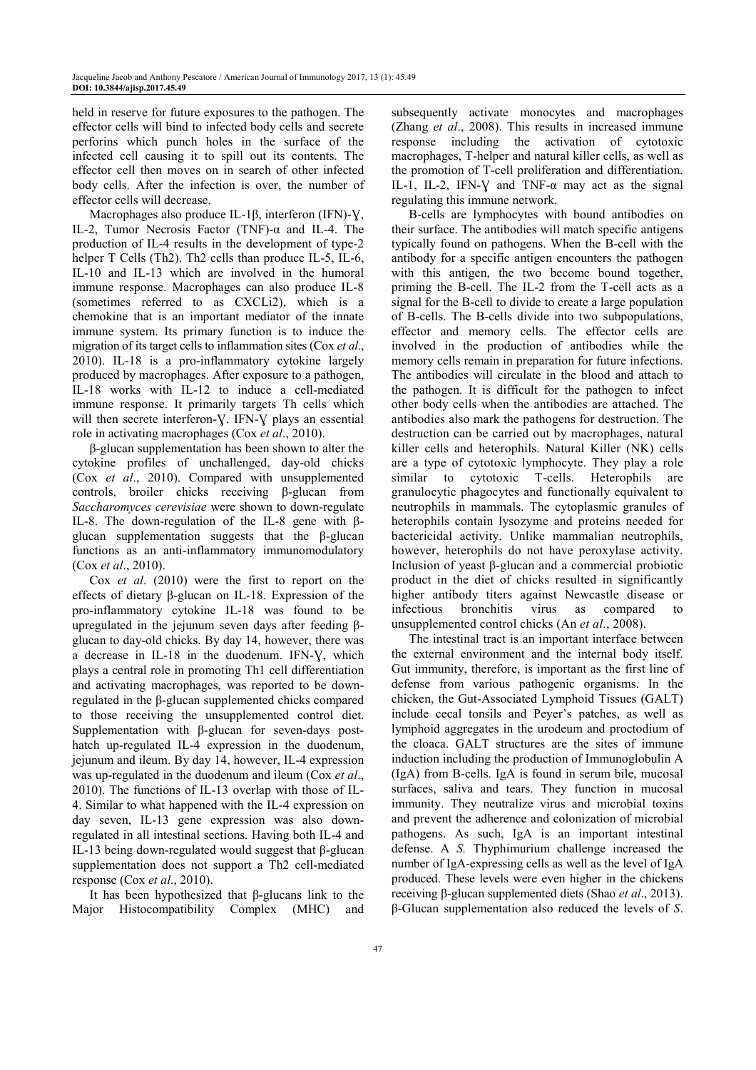held in reserve for future exposures to the pathogen. The effector cells will bind to infected body cells and secrete perforins which punch holes in the surface of the infected cell causing it to spill out its contents. The effector cell then moves on in search of other infected body cells. After the infection is over, the number of effector cells will decrease.

Macrophages also produce IL-1β, interferon (IFN)-Ɣ, IL-2, Tumor Necrosis Factor (TNF)-α and IL-4. The production of IL-4 results in the development of type-2 helper T Cells (Th2). Th2 cells than produce IL-5, IL-6, IL-10 and IL-13 which are involved in the humoral immune response. Macrophages can also produce IL-8 (sometimes referred to as CXCLi2), which is a chemokine that is an important mediator of the innate immune system. Its primary function is to induce the migration of its target cells to inflammation sites (Cox *et al*., 2010). IL-18 is a pro-inflammatory cytokine largely produced by macrophages. After exposure to a pathogen, IL-18 works with IL-12 to induce a cell-mediated immune response. It primarily targets Th cells which will then secrete interferon-Ɣ. IFN-Ɣ plays an essential role in activating macrophages (Cox *et al*., 2010).

β-glucan supplementation has been shown to alter the cytokine profiles of unchallenged, day-old chicks (Cox *et al*., 2010). Compared with unsupplemented controls, broiler chicks receiving β-glucan from *Saccharomyces cerevisiae* were shown to down-regulate IL-8. The down-regulation of the IL-8 gene with β-glucan supplementation suggests that the β-glucan functions as an anti-inflammatory immunomodulatory (Cox *et al*., 2010).

Cox *et al*. (2010) were the first to report on the effects of dietary β-glucan on IL-18. Expression of the pro-inflammatory cytokine IL-18 was found to be upregulated in the jejunum seven days after feeding β-glucan to day-old chicks. By day 14, however, there was a decrease in IL-18 in the duodenum. IFN-Ɣ, which plays a central role in promoting Th1 cell differentiation and activating macrophages, was reported to be down-regulated in the β-glucan supplemented chicks compared to those receiving the unsupplemented control diet. Supplementation with β-glucan for seven-days post-hatch up-regulated IL-4 expression in the duodenum, jejunum and ileum. By day 14, however, IL-4 expression was up-regulated in the duodenum and ileum (Cox *et al*., 2010). The functions of IL-13 overlap with those of IL-4. Similar to what happened with the IL-4 expression on day seven, IL-13 gene expression was also down-regulated in all intestinal sections. Having both IL-4 and IL-13 being down-regulated would suggest that β-glucan supplementation does not support a Th2 cell-mediated response (Cox *et al*., 2010).

It has been hypothesized that β-glucans link to the Major Histocompatibility Complex (MHC) and subsequently activate monocytes and macrophages (Zhang *et al*., 2008). This results in increased immune response including the activation of cytotoxic macrophages, T-helper and natural killer cells, as well as the promotion of T-cell proliferation and differentiation. IL-1, IL-2, IFN-Ɣ and TNF-α may act as the signal regulating this immune network.

B-cells are lymphocytes with bound antibodies on their surface. The antibodies will match specific antigens typically found on pathogens. When the B-cell with the antibody for a specific antigen encounters the pathogen with this antigen, the two become bound together, priming the B-cell. The IL-2 from the T-cell acts as a signal for the B-cell to divide to create a large population of B-cells. The B-cells divide into two subpopulations, effector and memory cells. The effector cells are involved in the production of antibodies while the memory cells remain in preparation for future infections. The antibodies will circulate in the blood and attach to the pathogen. It is difficult for the pathogen to infect other body cells when the antibodies are attached. The antibodies also mark the pathogens for destruction. The destruction can be carried out by macrophages, natural killer cells and heterophils. Natural Killer (NK) cells are a type of cytotoxic lymphocyte. They play a role similar to cytotoxic T-cells. Heterophils are granulocytic phagocytes and functionally equivalent to neutrophils in mammals. The cytoplasmic granules of heterophils contain lysozyme and proteins needed for bactericidal activity. Unlike mammalian neutrophils, however, heterophils do not have peroxylase activity. Inclusion of yeast β-glucan and a commercial probiotic product in the diet of chicks resulted in significantly higher antibody titers against Newcastle disease or infectious bronchitis virus as compared to unsupplemented control chicks (An *et al*., 2008).

The intestinal tract is an important interface between the external environment and the internal body itself. Gut immunity, therefore, is important as the first line of defense from various pathogenic organisms. In the chicken, the Gut-Associated Lymphoid Tissues (GALT) include cecal tonsils and Peyer's patches, as well as lymphoid aggregates in the urodeum and proctodium of the cloaca. GALT structures are the sites of immune induction including the production of Immunoglobulin A (IgA) from B-cells. IgA is found in serum bile, mucosal surfaces, saliva and tears. They function in mucosal immunity. They neutralize virus and microbial toxins and prevent the adherence and colonization of microbial pathogens. As such, IgA is an important intestinal defense. A *S.* Thyphimurium challenge increased the number of IgA-expressing cells as well as the level of IgA produced. These levels were even higher in the chickens receiving β-glucan supplemented diets (Shao *et al*., 2013). β-Glucan supplementation also reduced the levels of *S.*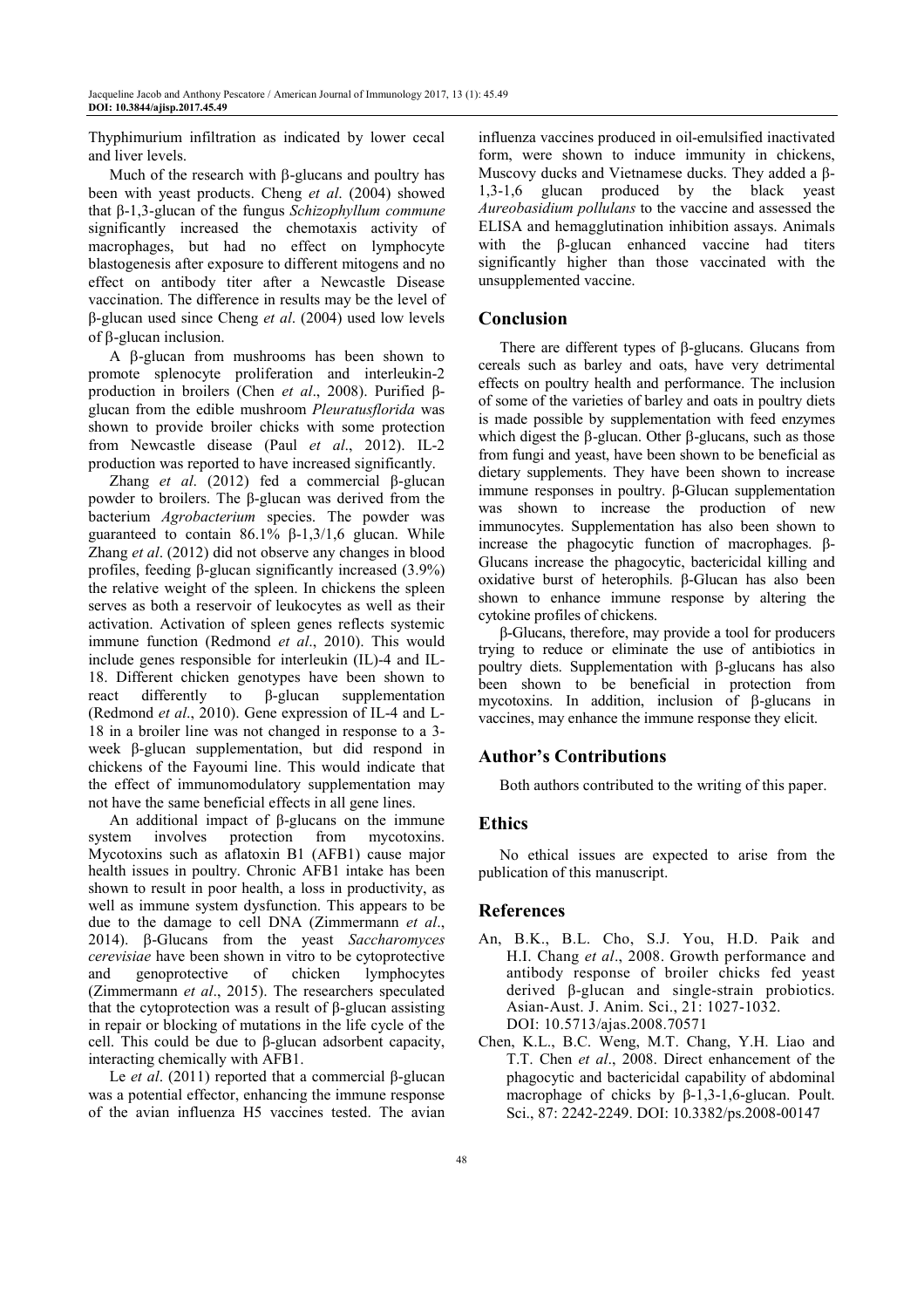Thyphimurium infiltration as indicated by lower cecal and liver levels.

Much of the research with β-glucans and poultry has been with yeast products. Cheng *et al*. (2004) showed that β-1,3-glucan of the fungus *Schizophyllum commune* significantly increased the chemotaxis activity of macrophages, but had no effect on lymphocyte blastogenesis after exposure to different mitogens and no effect on antibody titer after a Newcastle Disease vaccination. The difference in results may be the level of β-glucan used since Cheng *et al*. (2004) used low levels of β-glucan inclusion.

A β-glucan from mushrooms has been shown to promote splenocyte proliferation and interleukin-2 production in broilers (Chen *et al*., 2008). Purified β-glucan from the edible mushroom *Pleuratusflorida* was shown to provide broiler chicks with some protection from Newcastle disease (Paul *et al*., 2012). IL-2 production was reported to have increased significantly.

Zhang *et al*. (2012) fed a commercial β-glucan powder to broilers. The β-glucan was derived from the bacterium *Agrobacterium* species. The powder was guaranteed to contain 86.1% β-1,3/1,6 glucan. While Zhang *et al*. (2012) did not observe any changes in blood profiles, feeding β-glucan significantly increased (3.9%) the relative weight of the spleen. In chickens the spleen serves as both a reservoir of leukocytes as well as their activation. Activation of spleen genes reflects systemic immune function (Redmond *et al*., 2010). This would include genes responsible for interleukin (IL)-4 and IL-18. Different chicken genotypes have been shown to react differently to β-glucan supplementation (Redmond *et al*., 2010). Gene expression of IL-4 and L-18 in a broiler line was not changed in response to a 3-week β-glucan supplementation, but did respond in chickens of the Fayoumi line. This would indicate that the effect of immunomodulatory supplementation may not have the same beneficial effects in all gene lines.

An additional impact of β-glucans on the immune system involves protection from mycotoxins. Mycotoxins such as aflatoxin B1 (AFB1) cause major health issues in poultry. Chronic AFB1 intake has been shown to result in poor health, a loss in productivity, as well as immune system dysfunction. This appears to be due to the damage to cell DNA (Zimmermann *et al*., 2014). β-Glucans from the yeast *Saccharomyces cerevisiae* have been shown in vitro to be cytoprotective and genoprotective of chicken lymphocytes (Zimmermann *et al*., 2015). The researchers speculated that the cytoprotection was a result of β-glucan assisting in repair or blocking of mutations in the life cycle of the cell. This could be due to β-glucan adsorbent capacity, interacting chemically with AFB1.

Le *et al*. (2011) reported that a commercial β-glucan was a potential effector, enhancing the immune response of the avian influenza H5 vaccines tested. The avian influenza vaccines produced in oil-emulsified inactivated form, were shown to induce immunity in chickens, Muscovy ducks and Vietnamese ducks. They added a β-1,3-1,6 glucan produced by the black yeast *Aureobasidium pollulans* to the vaccine and assessed the ELISA and hemagglutination inhibition assays. Animals with the β-glucan enhanced vaccine had titers significantly higher than those vaccinated with the unsupplemented vaccine.

## Conclusion

There are different types of β-glucans. Glucans from cereals such as barley and oats, have very detrimental effects on poultry health and performance. The inclusion of some of the varieties of barley and oats in poultry diets is made possible by supplementation with feed enzymes which digest the β-glucan. Other β-glucans, such as those from fungi and yeast, have been shown to be beneficial as dietary supplements. They have been shown to increase immune responses in poultry. β-Glucan supplementation was shown to increase the production of new immunocytes. Supplementation has also been shown to increase the phagocytic function of macrophages. β-Glucans increase the phagocytic, bactericidal killing and oxidative burst of heterophils. β-Glucan has also been shown to enhance immune response by altering the cytokine profiles of chickens.

β-Glucans, therefore, may provide a tool for producers trying to reduce or eliminate the use of antibiotics in poultry diets. Supplementation with β-glucans has also been shown to be beneficial in protection from mycotoxins. In addition, inclusion of β-glucans in vaccines, may enhance the immune response they elicit.

## Author's Contributions

Both authors contributed to the writing of this paper.

## Ethics

No ethical issues are expected to arise from the publication of this manuscript.

## References

An, B.K., B.L. Cho, S.J. You, H.D. Paik and H.I. Chang *et al*., 2008. Growth performance and antibody response of broiler chicks fed yeast derived β-glucan and single-strain probiotics. Asian-Aust. J. Anim. Sci., 21: 1027-1032. DOI: 10.5713/ajas.2008.70571

Chen, K.L., B.C. Weng, M.T. Chang, Y.H. Liao and T.T. Chen *et al*., 2008. Direct enhancement of the phagocytic and bactericidal capability of abdominal macrophage of chicks by β-1,3-1,6-glucan. Poult. Sci., 87: 2242-2249. DOI: 10.3382/ps.2008-00147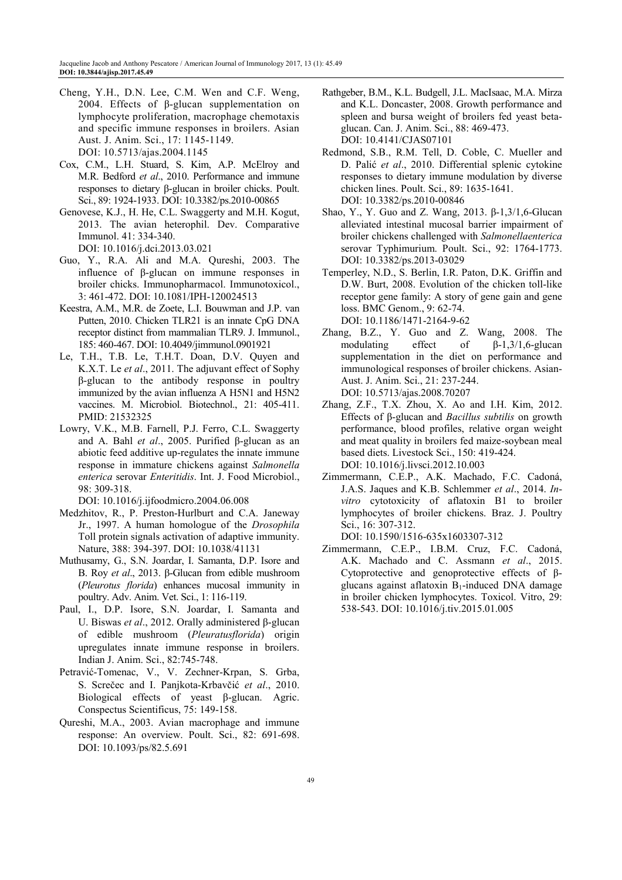Cheng, Y.H., D.N. Lee, C.M. Wen and C.F. Weng, 2004. Effects of β-glucan supplementation on lymphocyte proliferation, macrophage chemotaxis and specific immune responses in broilers. Asian Aust. J. Anim. Sci., 17: 1145-1149. DOI: 10.5713/ajas.2004.1145

Cox, C.M., L.H. Stuard, S. Kim, A.P. McElroy and M.R. Bedford *et al*., 2010. Performance and immune responses to dietary β-glucan in broiler chicks. Poult. Sci., 89: 1924-1933. DOI: 10.3382/ps.2010-00865

Genovese, K.J., H. He, C.L. Swaggerty and M.H. Kogut, 2013. The avian heterophil. Dev. Comparative Immunol. 41: 334-340. DOI: 10.1016/j.dci.2013.03.021

Guo, Y., R.A. Ali and M.A. Qureshi, 2003. The influence of β-glucan on immune responses in broiler chicks. Immunopharmacol. Immunotoxicol., 3: 461-472. DOI: 10.1081/IPH-120024513

Keestra, A.M., M.R. de Zoete, L.I. Bouwman and J.P. van Putten, 2010. Chicken TLR21 is an innate CpG DNA receptor distinct from mammalian TLR9. J. Immunol., 185: 460-467. DOI: 10.4049/jimmunol.0901921

Le, T.H., T.B. Le, T.H.T. Doan, D.V. Quyen and K.X.T. Le *et al*., 2011. The adjuvant effect of Sophy β-glucan to the antibody response in poultry immunized by the avian influenza A H5N1 and H5N2 vaccines. M. Microbiol. Biotechnol., 21: 405-411. PMID: 21532325

Lowry, V.K., M.B. Farnell, P.J. Ferro, C.L. Swaggerty and A. Bahl *et al*., 2005. Purified β-glucan as an abiotic feed additive up-regulates the innate immune response in immature chickens against *Salmonella enterica* serovar *Enteritidis*. Int. J. Food Microbiol., 98: 309-318. DOI: 10.1016/j.ijfoodmicro.2004.06.008

Medzhitov, R., P. Preston-Hurlburt and C.A. Janeway Jr., 1997. A human homologue of the *Drosophila* Toll protein signals activation of adaptive immunity. Nature, 388: 394-397. DOI: 10.1038/41131

Muthusamy, G., S.N. Joardar, I. Samanta, D.P. Isore and B. Roy *et al*., 2013. β-Glucan from edible mushroom (*Pleurotus florida*) enhances mucosal immunity in poultry. Adv. Anim. Vet. Sci., 1: 116-119.

Paul, I., D.P. Isore, S.N. Joardar, I. Samanta and U. Biswas *et al*., 2012. Orally administered β-glucan of edible mushroom (*Pleuratusflorida*) origin upregulates innate immune response in broilers. Indian J. Anim. Sci., 82:745-748.

Petravić-Tomenac, V., V. Zechner-Krpan, S. Grba, S. Screčec and I. Panjkota-Krbavčić *et al*., 2010. Biological effects of yeast β-glucan. Agric. Conspectus Scientificus, 75: 149-158.

Qureshi, M.A., 2003. Avian macrophage and immune response: An overview. Poult. Sci., 82: 691-698. DOI: 10.1093/ps/82.5.691

Rathgeber, B.M., K.L. Budgell, J.L. MacIsaac, M.A. Mirza and K.L. Doncaster, 2008. Growth performance and spleen and bursa weight of broilers fed yeast beta-glucan. Can. J. Anim. Sci., 88: 469-473. DOI: 10.4141/CJAS07101

Redmond, S.B., R.M. Tell, D. Coble, C. Mueller and D. Palić *et al*., 2010. Differential splenic cytokine responses to dietary immune modulation by diverse chicken lines. Poult. Sci., 89: 1635-1641. DOI: 10.3382/ps.2010-00846

Shao, Y., Y. Guo and Z. Wang, 2013. β-1,3/1,6-Glucan alleviated intestinal mucosal barrier impairment of broiler chickens challenged with *Salmonellaenterica* serovar Typhimurium. Poult. Sci., 92: 1764-1773. DOI: 10.3382/ps.2013-03029

Temperley, N.D., S. Berlin, I.R. Paton, D.K. Griffin and D.W. Burt, 2008. Evolution of the chicken toll-like receptor gene family: A story of gene gain and gene loss. BMC Genom., 9: 62-74. DOI: 10.1186/1471-2164-9-62

Zhang, B.Z., Y. Guo and Z. Wang, 2008. The modulating effect of β-1,3/1,6-glucan supplementation in the diet on performance and immunological responses of broiler chickens. Asian-Aust. J. Anim. Sci., 21: 237-244. DOI: 10.5713/ajas.2008.70207

Zhang, Z.F., T.X. Zhou, X. Ao and I.H. Kim, 2012. Effects of β-glucan and *Bacillus subtilis* on growth performance, blood profiles, relative organ weight and meat quality in broilers fed maize-soybean meal based diets. Livestock Sci., 150: 419-424. DOI: 10.1016/j.livsci.2012.10.003

Zimmermann, C.E.P., A.K. Machado, F.C. Cadoná, J.A.S. Jaques and K.B. Schlemmer *et al*., 2014. *In-vitro* cytotoxicity of aflatoxin B1 to broiler lymphocytes of broiler chickens. Braz. J. Poultry Sci., 16: 307-312. DOI: 10.1590/1516-635x1603307-312

Zimmermann, C.E.P., I.B.M. Cruz, F.C. Cadoná, A.K. Machado and C. Assmann *et al*., 2015. Cytoprotective and genoprotective effects of β-glucans against aflatoxin $B_1$-induced DNA damage in broiler chicken lymphocytes. Toxicol. Vitro, 29: 538-543. DOI: 10.1016/j.tiv.2015.01.005